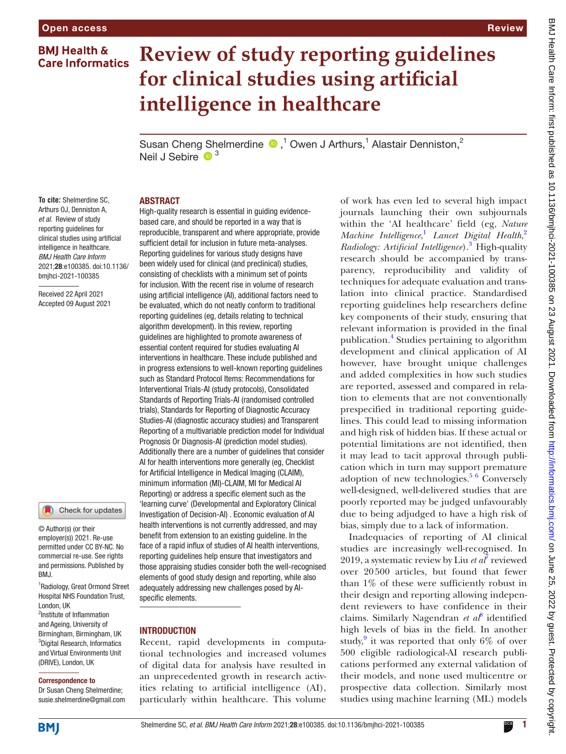# Review of study reporting guidelines for clinical studies using artificial intelligence in healthcare

Susan Cheng Shelmerdine [1], Owen J Arthurs,[1] Alastair Denniston,[2] Neil J Sebire [3]

**To cite:** Shelmerdine SC, Arthurs OJ, Denniston A, *et al*. Review of study reporting guidelines for clinical studies using artificial intelligence in healthcare. *BMJ Health Care Inform* 2021;**28**:e100385. doi:10.1136/bmjhci-2021-100385

Received 22 April 2021
Accepted 09 August 2021

© Author(s) (or their employer(s)) 2021. Re-use permitted under CC BY-NC. No commercial re-use. See rights and permissions. Published by BMJ.

[1]Radiology, Great Ormond Street Hospital NHS Foundation Trust, London, UK
[2]Institute of Inflammation and Ageing, University of Birmingham, Birmingham, UK
[3]Digital Research, Informatics and Virtual Environments Unit (DRIVE), London, UK

**Correspondence to**
Dr Susan Cheng Shelmerdine; susie.shelmerdine@gmail.com

## ABSTRACT

High-quality research is essential in guiding evidence-based care, and should be reported in a way that is reproducible, transparent and where appropriate, provide sufficient detail for inclusion in future meta-analyses. Reporting guidelines for various study designs have been widely used for clinical (and preclinical) studies, consisting of checklists with a minimum set of points for inclusion. With the recent rise in volume of research using artificial intelligence (AI), additional factors need to be evaluated, which do not neatly conform to traditional reporting guidelines (eg, details relating to technical algorithm development). In this review, reporting guidelines are highlighted to promote awareness of essential content required for studies evaluating AI interventions in healthcare. These include published and in progress extensions to well-known reporting guidelines such as Standard Protocol Items: Recommendations for Interventional Trials-AI (study protocols), Consolidated Standards of Reporting Trials-AI (randomised controlled trials), Standards for Reporting of Diagnostic Accuracy Studies-AI (diagnostic accuracy studies) and Transparent Reporting of a multivariable prediction model for Individual Prognosis Or Diagnosis-AI (prediction model studies). Additionally there are a number of guidelines that consider AI for health interventions more generally (eg, Checklist for Artificial Intelligence in Medical Imaging (CLAIM), minimum information (MI)-CLAIM, MI for Medical AI Reporting) or address a specific element such as the 'learning curve' (Developmental and Exploratory Clinical Investigation of Decision-AI) . Economic evaluation of AI health interventions is not currently addressed, and may benefit from extension to an existing guideline. In the face of a rapid influx of studies of AI health interventions, reporting guidelines help ensure that investigators and those appraising studies consider both the well-recognised elements of good study design and reporting, while also adequately addressing new challenges posed by AI-specific elements.

## INTRODUCTION

Recent, rapid developments in computational technologies and increased volumes of digital data for analysis have resulted in an unprecedented growth in research activities relating to artificial intelligence (AI), particularly within healthcare. This volume of work has even led to several high impact journals launching their own subjournals within the 'AI healthcare' field (eg, *Nature Machine Intelligence*,[1] *Lancet Digital Health*,[2] *Radiology: Artificial Intelligence*).[3] High-quality research should be accompanied by transparency, reproducibility and validity of techniques for adequate evaluation and translation into clinical practice. Standardised reporting guidelines help researchers define key components of their study, ensuring that relevant information is provided in the final publication.[4] Studies pertaining to algorithm development and clinical application of AI however, have brought unique challenges and added complexities in how such studies are reported, assessed and compared in relation to elements that are not conventionally prespecified in traditional reporting guidelines. This could lead to missing information and high risk of hidden bias. If these actual or potential limitations are not identified, then it may lead to tacit approval through publication which in turn may support premature adoption of new technologies.[5,6] Conversely well-designed, well-delivered studies that are poorly reported may be judged unfavourably due to being adjudged to have a high risk of bias, simply due to a lack of information.

Inadequacies of reporting of AI clinical studies are increasingly well-recognised. In 2019, a systematic review by Liu *et al*[7] reviewed over 20 500 articles, but found that fewer than 1% of these were sufficiently robust in their design and reporting allowing independent reviewers to have confidence in their claims. Similarly Nagendran *et al*[8] identified high levels of bias in the field. In another study,[9] it was reported that only 6% of over 500 eligible radiological-AI research publications performed any external validation of their models, and none used multicentre or prospective data collection. Similarly most studies using machine learning (ML) models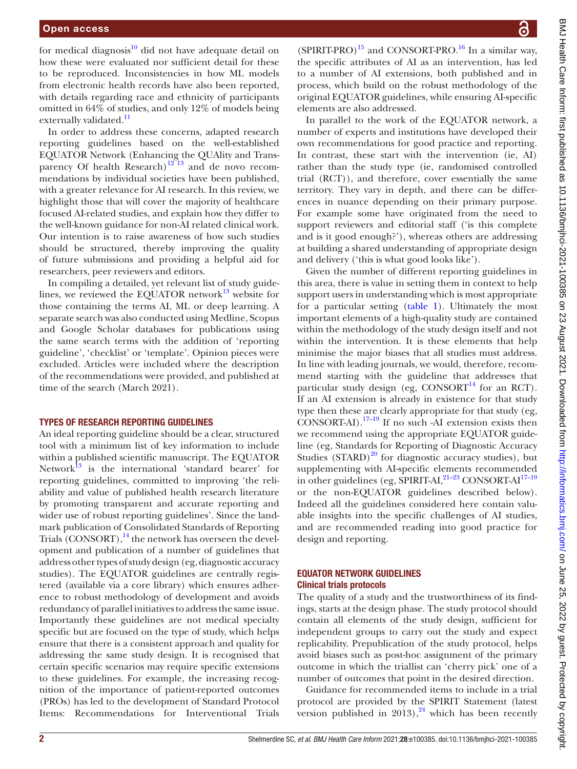for medical diagnosis[10] did not have adequate detail on how these were evaluated nor sufficient detail for these to be reproduced. Inconsistencies in how ML models from electronic health records have also been reported, with details regarding race and ethnicity of participants omitted in 64% of studies, and only 12% of models being externally validated.[11]

In order to address these concerns, adapted research reporting guidelines based on the well-established EQUATOR Network (Enhancing the QUAlity and Transparency Of health Research)[12 13] and de novo recommendations by individual societies have been published, with a greater relevance for AI research. In this review, we highlight those that will cover the majority of healthcare focused AI-related studies, and explain how they differ to the well-known guidance for non-AI related clinical work. Our intention is to raise awareness of how such studies should be structured, thereby improving the quality of future submissions and providing a helpful aid for researchers, peer reviewers and editors.

In compiling a detailed, yet relevant list of study guidelines, we reviewed the EQUATOR network[13] website for those containing the terms AI, ML or deep learning. A separate search was also conducted using Medline, Scopus and Google Scholar databases for publications using the same search terms with the addition of 'reporting guideline', 'checklist' or 'template'. Opinion pieces were excluded. Articles were included where the description of the recommendations were provided, and published at time of the search (March 2021).

## TYPES OF RESEARCH REPORTING GUIDELINES

An ideal reporting guideline should be a clear, structured tool with a minimum list of key information to include within a published scientific manuscript. The EQUATOR Network[13] is the international 'standard bearer' for reporting guidelines, committed to improving 'the reliability and value of published health research literature by promoting transparent and accurate reporting and wider use of robust reporting guidelines'. Since the landmark publication of Consolidated Standards of Reporting Trials (CONSORT),[14] the network has overseen the development and publication of a number of guidelines that address other types of study design (eg, diagnostic accuracy studies). The EQUATOR guidelines are centrally registered (available via a core library) which ensures adherence to robust methodology of development and avoids redundancy of parallel initiatives to address the same issue. Importantly these guidelines are not medical specialty specific but are focused on the type of study, which helps ensure that there is a consistent approach and quality for addressing the same study design. It is recognised that certain specific scenarios may require specific extensions to these guidelines. For example, the increasing recognition of the importance of patient-reported outcomes (PROs) has led to the development of Standard Protocol Items: Recommendations for Interventional Trials (SPIRIT-PRO)[15] and CONSORT-PRO.[16] In a similar way, the specific attributes of AI as an intervention, has led to a number of AI extensions, both published and in process, which build on the robust methodology of the original EQUATOR guidelines, while ensuring AI-specific elements are also addressed.

In parallel to the work of the EQUATOR network, a number of experts and institutions have developed their own recommendations for good practice and reporting. In contrast, these start with the intervention (ie, AI) rather than the study type (ie, randomised controlled trial (RCT)), and therefore, cover essentially the same territory. They vary in depth, and there can be differences in nuance depending on their primary purpose. For example some have originated from the need to support reviewers and editorial staff ('is this complete and is it good enough?'), whereas others are addressing at building a shared understanding of appropriate design and delivery ('this is what good looks like').

Given the number of different reporting guidelines in this area, there is value in setting them in context to help support users in understanding which is most appropriate for a particular setting (table 1). Ultimately the most important elements of a high-quality study are contained within the methodology of the study design itself and not within the intervention. It is these elements that help minimise the major biases that all studies must address. In line with leading journals, we would, therefore, recommend starting with the guideline that addresses that particular study design (eg, CONSORT[14] for an RCT). If an AI extension is already in existence for that study type then these are clearly appropriate for that study (eg, CONSORT-AI).[17–19] If no such -AI extension exists then we recommend using the appropriate EQUATOR guideline (eg, Standards for Reporting of Diagnostic Accuracy Studies (STARD)[20] for diagnostic accuracy studies), but supplementing with AI-specific elements recommended in other guidelines (eg, SPIRIT-AI,[21–23] CONSORT-AI[17–19] or the non-EQUATOR guidelines described below). Indeed all the guidelines considered here contain valuable insights into the specific challenges of AI studies, and are recommended reading into good practice for design and reporting.

## EQUATOR NETWORK GUIDELINES

### Clinical trials protocols

The quality of a study and the trustworthiness of its findings, starts at the design phase. The study protocol should contain all elements of the study design, sufficient for independent groups to carry out the study and expect replicability. Prepublication of the study protocol, helps avoid biases such as post-hoc assignment of the primary outcome in which the triallist can 'cherry pick' one of a number of outcomes that point in the desired direction.

Guidance for recommended items to include in a trial protocol are provided by the SPIRIT Statement (latest version published in 2013),[24] which has been recently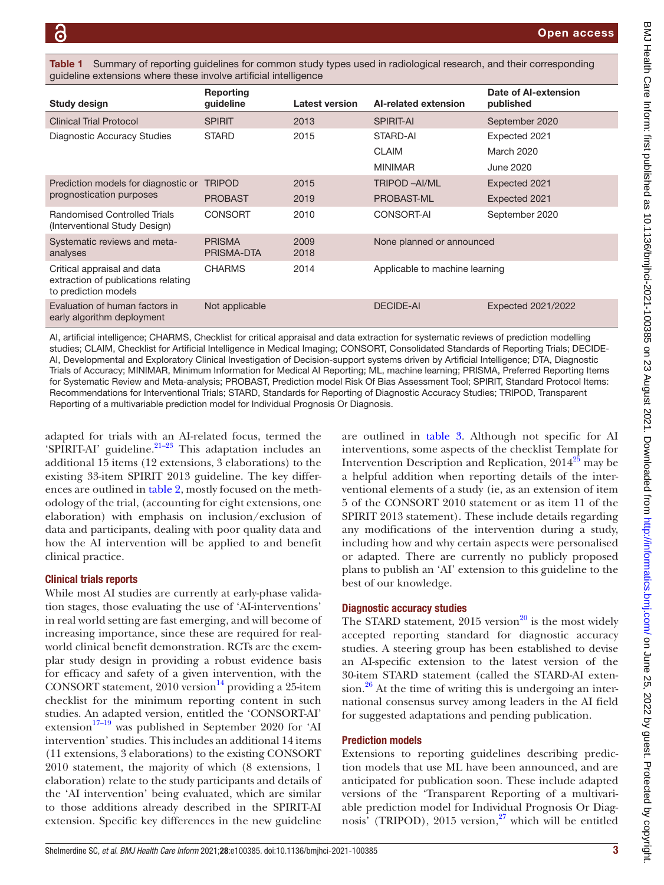**Table 1** Summary of reporting guidelines for common study types used in radiological research, and their corresponding guideline extensions where these involve artificial intelligence

| Study design | Reporting guideline | Latest version | AI-related extension | Date of AI-extension published |
|---|---|---|---|---|
| Clinical Trial Protocol | SPIRIT | 2013 | SPIRIT-AI | September 2020 |
| Diagnostic Accuracy Studies | STARD | 2015 | STARD-AI | Expected 2021 |
| | | | CLAIM | March 2020 |
| | | | MINIMAR | June 2020 |
| Prediction models for diagnostic or prognostication purposes | TRIPOD | 2015 | TRIPOD –AI/ML | Expected 2021 |
| | PROBAST | 2019 | PROBAST-ML | Expected 2021 |
| Randomised Controlled Trials (Interventional Study Design) | CONSORT | 2010 | CONSORT-AI | September 2020 |
| Systematic reviews and meta-analyses | PRISMA<br>PRISMA-DTA | 2009<br>2018 | None planned or announced | |
| Critical appraisal and data extraction of publications relating to prediction models | CHARMS | 2014 | Applicable to machine learning | |
| Evaluation of human factors in early algorithm deployment | Not applicable | | DECIDE-AI | Expected 2021/2022 |

AI, artificial intelligence; CHARMS, Checklist for critical appraisal and data extraction for systematic reviews of prediction modelling studies; CLAIM, Checklist for Artificial Intelligence in Medical Imaging; CONSORT, Consolidated Standards of Reporting Trials; DECIDE-AI, Developmental and Exploratory Clinical Investigation of Decision-support systems driven by Artificial Intelligence; DTA, Diagnostic Trials of Accuracy; MINIMAR, Minimum Information for Medical AI Reporting; ML, machine learning; PRISMA, Preferred Reporting Items for Systematic Review and Meta-analysis; PROBAST, Prediction model Risk Of Bias Assessment Tool; SPIRIT, Standard Protocol Items: Recommendations for Interventional Trials; STARD, Standards for Reporting of Diagnostic Accuracy Studies; TRIPOD, Transparent Reporting of a multivariable prediction model for Individual Prognosis Or Diagnosis.

adapted for trials with an AI-related focus, termed the 'SPIRIT-AI' guideline.[21–23] This adaptation includes an additional 15 items (12 extensions, 3 elaborations) to the existing 33-item SPIRIT 2013 guideline. The key differences are outlined in table 2, mostly focused on the methodology of the trial, (accounting for eight extensions, one elaboration) with emphasis on inclusion/exclusion of data and participants, dealing with poor quality data and how the AI intervention will be applied to and benefit clinical practice.

### Clinical trials reports

While most AI studies are currently at early-phase validation stages, those evaluating the use of 'AI-interventions' in real world setting are fast emerging, and will become of increasing importance, since these are required for real-world clinical benefit demonstration. RCTs are the exemplar study design in providing a robust evidence basis for efficacy and safety of a given intervention, with the CONSORT statement, 2010 version[14] providing a 25-item checklist for the minimum reporting content in such studies. An adapted version, entitled the 'CONSORT-AI' extension[17–19] was published in September 2020 for 'AI intervention' studies. This includes an additional 14 items (11 extensions, 3 elaborations) to the existing CONSORT 2010 statement, the majority of which (8 extensions, 1 elaboration) relate to the study participants and details of the 'AI intervention' being evaluated, which are similar to those additions already described in the SPIRIT-AI extension. Specific key differences in the new guideline are outlined in table 3. Although not specific for AI interventions, some aspects of the checklist Template for Intervention Description and Replication, 2014[25] may be a helpful addition when reporting details of the interventional elements of a study (ie, as an extension of item 5 of the CONSORT 2010 statement or as item 11 of the SPIRIT 2013 statement). These include details regarding any modifications of the intervention during a study, including how and why certain aspects were personalised or adapted. There are currently no publicly proposed plans to publish an 'AI' extension to this guideline to the best of our knowledge.

### Diagnostic accuracy studies

The STARD statement, 2015 version[20] is the most widely accepted reporting standard for diagnostic accuracy studies. A steering group has been established to devise an AI-specific extension to the latest version of the 30-item STARD statement (called the STARD-AI extension.[26] At the time of writing this is undergoing an international consensus survey among leaders in the AI field for suggested adaptations and pending publication.

### Prediction models

Extensions to reporting guidelines describing prediction models that use ML have been announced, and are anticipated for publication soon. These include adapted versions of the 'Transparent Reporting of a multivariable prediction model for Individual Prognosis Or Diagnosis' (TRIPOD), 2015 version,[27] which will be entitled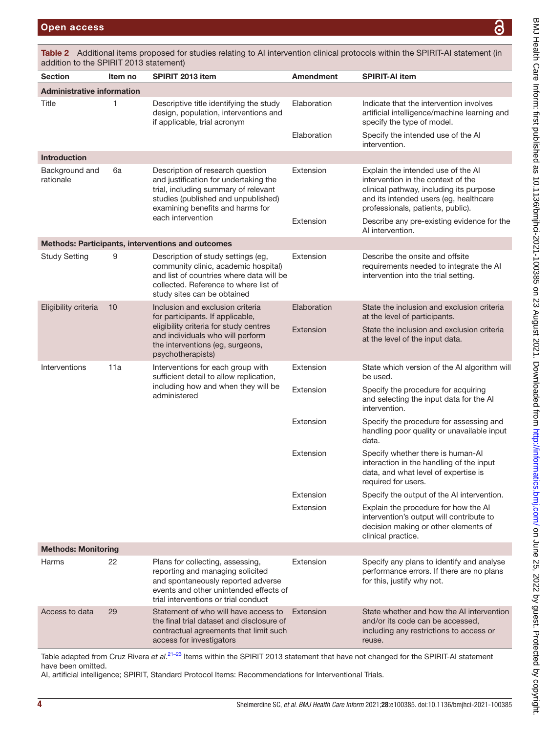**Table 2** Additional items proposed for studies relating to AI intervention clinical protocols within the SPIRIT-AI statement (in addition to the SPIRIT 2013 statement)

| Section | Item no | SPIRIT 2013 item | Amendment | SPIRIT-AI item |
|---|---|---|---|---|
| **Administrative information** | | | | |
| Title | 1 | Descriptive title identifying the study design, population, interventions and if applicable, trial acronym | Elaboration | Indicate that the intervention involves artificial intelligence/machine learning and specify the type of model. |
| | | | Elaboration | Specify the intended use of the AI intervention. |
| **Introduction** | | | | |
| Background and rationale | 6a | Description of research question and justification for undertaking the trial, including summary of relevant studies (published and unpublished) examining benefits and harms for each intervention | Extension | Explain the intended use of the AI intervention in the context of the clinical pathway, including its purpose and its intended users (eg, healthcare professionals, patients, public). |
| | | | Extension | Describe any pre-existing evidence for the AI intervention. |
| **Methods: Participants, interventions and outcomes** | | | | |
| Study Setting | 9 | Description of study settings (eg, community clinic, academic hospital) and list of countries where data will be collected. Reference to where list of study sites can be obtained | Extension | Describe the onsite and offsite requirements needed to integrate the AI intervention into the trial setting. |
| Eligibility criteria | 10 | Inclusion and exclusion criteria for participants. If applicable, eligibility criteria for study centres and individuals who will perform the interventions (eg, surgeons, psychotherapists) | Elaboration | State the inclusion and exclusion criteria at the level of participants. |
| | | | Extension | State the inclusion and exclusion criteria at the level of the input data. |
| Interventions | 11a | Interventions for each group with sufficient detail to allow replication, including how and when they will be administered | Extension | State which version of the AI algorithm will be used. |
| | | | Extension | Specify the procedure for acquiring and selecting the input data for the AI intervention. |
| | | | Extension | Specify the procedure for assessing and handling poor quality or unavailable input data. |
| | | | Extension | Specify whether there is human-AI interaction in the handling of the input data, and what level of expertise is required for users. |
| | | | Extension | Specify the output of the AI intervention. |
| | | | Extension | Explain the procedure for how the AI intervention's output will contribute to decision making or other elements of clinical practice. |
| **Methods: Monitoring** | | | | |
| Harms | 22 | Plans for collecting, assessing, reporting and managing solicited and spontaneously reported adverse events and other unintended effects of trial interventions or trial conduct | Extension | Specify any plans to identify and analyse performance errors. If there are no plans for this, justify why not. |
| Access to data | 29 | Statement of who will have access to the final trial dataset and disclosure of contractual agreements that limit such access for investigators | Extension | State whether and how the AI intervention and/or its code can be accessed, including any restrictions to access or reuse. |

Table adapted from Cruz Rivera *et al*.[21–23] Items within the SPIRIT 2013 statement that have not changed for the SPIRIT-AI statement have been omitted.

AI, artificial intelligence; SPIRIT, Standard Protocol Items: Recommendations for Interventional Trials.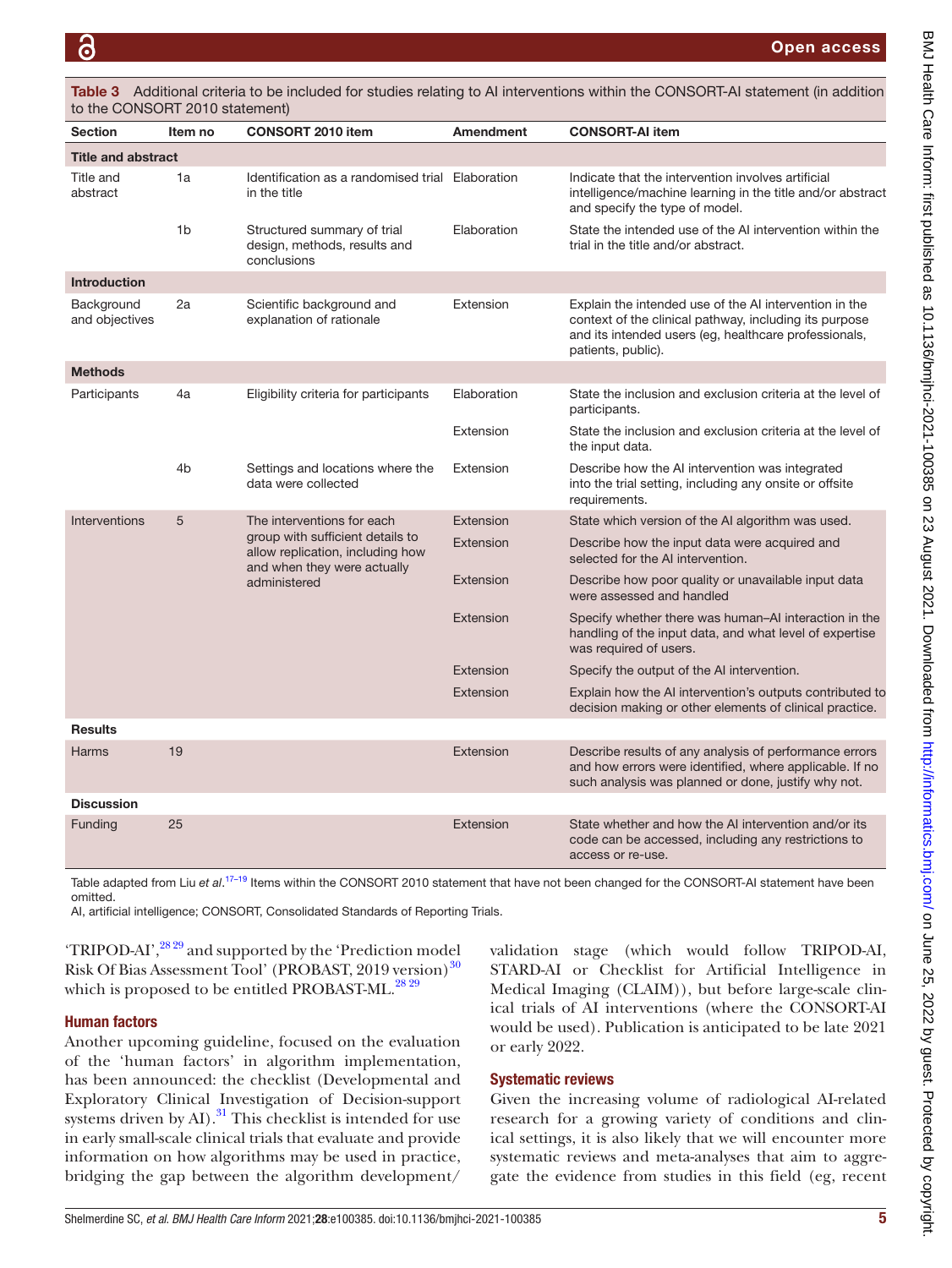**Table 3** Additional criteria to be included for studies relating to AI interventions within the CONSORT-AI statement (in addition to the CONSORT 2010 statement)

| Section | Item no | CONSORT 2010 item | Amendment | CONSORT-AI item |
|---|---|---|---|---|
| **Title and abstract** | | | | |
| Title and abstract | 1a | Identification as a randomised trial in the title | Elaboration | Indicate that the intervention involves artificial intelligence/machine learning in the title and/or abstract and specify the type of model. |
| | 1b | Structured summary of trial design, methods, results and conclusions | Elaboration | State the intended use of the AI intervention within the trial in the title and/or abstract. |
| **Introduction** | | | | |
| Background and objectives | 2a | Scientific background and explanation of rationale | Extension | Explain the intended use of the AI intervention in the context of the clinical pathway, including its purpose and its intended users (eg, healthcare professionals, patients, public). |
| **Methods** | | | | |
| Participants | 4a | Eligibility criteria for participants | Elaboration | State the inclusion and exclusion criteria at the level of participants. |
| | | | Extension | State the inclusion and exclusion criteria at the level of the input data. |
| | 4b | Settings and locations where the data were collected | Extension | Describe how the AI intervention was integrated into the trial setting, including any onsite or offsite requirements. |
| Interventions | 5 | The interventions for each group with sufficient details to allow replication, including how and when they were actually administered | Extension | State which version of the AI algorithm was used. |
| | | | Extension | Describe how the input data were acquired and selected for the AI intervention. |
| | | | Extension | Describe how poor quality or unavailable input data were assessed and handled |
| | | | Extension | Specify whether there was human–AI interaction in the handling of the input data, and what level of expertise was required of users. |
| | | | Extension | Specify the output of the AI intervention. |
| | | | Extension | Explain how the AI intervention's outputs contributed to decision making or other elements of clinical practice. |
| **Results** | | | | |
| Harms | 19 | | Extension | Describe results of any analysis of performance errors and how errors were identified, where applicable. If no such analysis was planned or done, justify why not. |
| **Discussion** | | | | |
| Funding | 25 | | Extension | State whether and how the AI intervention and/or its code can be accessed, including any restrictions to access or re-use. |

Table adapted from Liu *et al*.[17–19] Items within the CONSORT 2010 statement that have not been changed for the CONSORT-AI statement have been omitted.
AI, artificial intelligence; CONSORT, Consolidated Standards of Reporting Trials.

'TRIPOD-AI',[28,29] and supported by the 'Prediction model Risk Of Bias Assessment Tool' (PROBAST, 2019 version)[30] which is proposed to be entitled PROBAST-ML.[28,29]

## Human factors

Another upcoming guideline, focused on the evaluation of the 'human factors' in algorithm implementation, has been announced: the checklist (Developmental and Exploratory Clinical Investigation of Decision-support systems driven by AI).[31] This checklist is intended for use in early small-scale clinical trials that evaluate and provide information on how algorithms may be used in practice, bridging the gap between the algorithm development/validation stage (which would follow TRIPOD-AI, STARD-AI or Checklist for Artificial Intelligence in Medical Imaging (CLAIM)), but before large-scale clinical trials of AI interventions (where the CONSORT-AI would be used). Publication is anticipated to be late 2021 or early 2022.

## Systematic reviews

Given the increasing volume of radiological AI-related research for a growing variety of conditions and clinical settings, it is also likely that we will encounter more systematic reviews and meta-analyses that aim to aggregate the evidence from studies in this field (eg, recent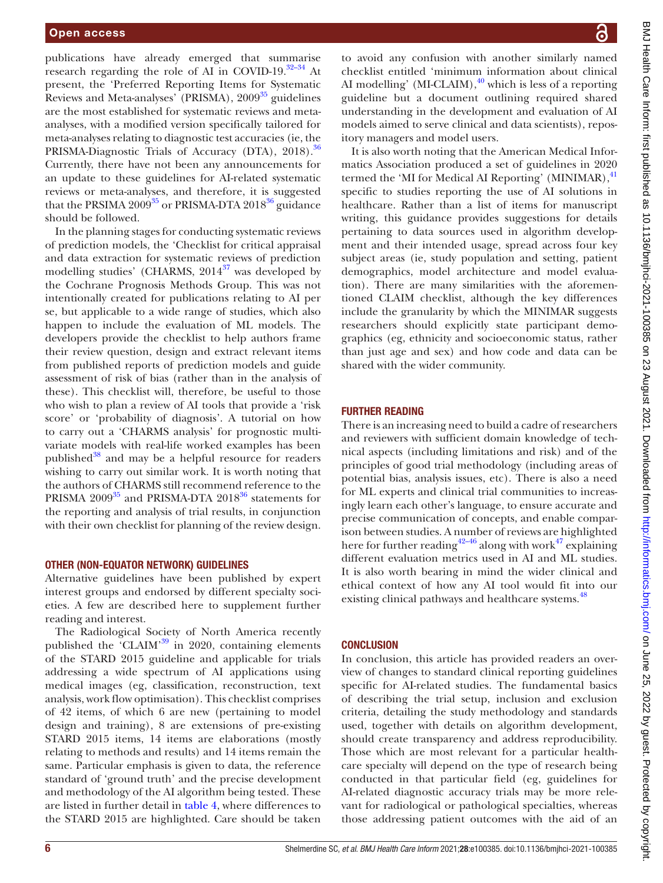publications have already emerged that summarise research regarding the role of AI in COVID-19.[32–34] At present, the 'Preferred Reporting Items for Systematic Reviews and Meta-analyses' (PRISMA), 2009[35] guidelines are the most established for systematic reviews and meta-analyses, with a modified version specifically tailored for meta-analyses relating to diagnostic test accuracies (ie, the PRISMA-Diagnostic Trials of Accuracy (DTA), 2018).[36] Currently, there have not been any announcements for an update to these guidelines for AI-related systematic reviews or meta-analyses, and therefore, it is suggested that the PRSIMA 2009[35] or PRISMA-DTA 2018[36] guidance should be followed.

In the planning stages for conducting systematic reviews of prediction models, the 'Checklist for critical appraisal and data extraction for systematic reviews of prediction modelling studies' (CHARMS, 2014[37] was developed by the Cochrane Prognosis Methods Group. This was not intentionally created for publications relating to AI per se, but applicable to a wide range of studies, which also happen to include the evaluation of ML models. The developers provide the checklist to help authors frame their review question, design and extract relevant items from published reports of prediction models and guide assessment of risk of bias (rather than in the analysis of these). This checklist will, therefore, be useful to those who wish to plan a review of AI tools that provide a 'risk score' or 'probability of diagnosis'. A tutorial on how to carry out a 'CHARMS analysis' for prognostic multivariate models with real-life worked examples has been published[38] and may be a helpful resource for readers wishing to carry out similar work. It is worth noting that the authors of CHARMS still recommend reference to the PRISMA 2009[35] and PRISMA-DTA 2018[36] statements for the reporting and analysis of trial results, in conjunction with their own checklist for planning of the review design.

## OTHER (NON-EQUATOR NETWORK) GUIDELINES

Alternative guidelines have been published by expert interest groups and endorsed by different specialty societies. A few are described here to supplement further reading and interest.

The Radiological Society of North America recently published the 'CLAIM'[39] in 2020, containing elements of the STARD 2015 guideline and applicable for trials addressing a wide spectrum of AI applications using medical images (eg, classification, reconstruction, text analysis, work flow optimisation). This checklist comprises of 42 items, of which 6 are new (pertaining to model design and training), 8 are extensions of pre-existing STARD 2015 items, 14 items are elaborations (mostly relating to methods and results) and 14 items remain the same. Particular emphasis is given to data, the reference standard of 'ground truth' and the precise development and methodology of the AI algorithm being tested. These are listed in further detail in table 4, where differences to the STARD 2015 are highlighted. Care should be taken to avoid any confusion with another similarly named checklist entitled 'minimum information about clinical AI modelling' (MI-CLAIM),[40] which is less of a reporting guideline but a document outlining required shared understanding in the development and evaluation of AI models aimed to serve clinical and data scientists), repository managers and model users.

It is also worth noting that the American Medical Informatics Association produced a set of guidelines in 2020 termed the 'MI for Medical AI Reporting' (MINIMAR),[41] specific to studies reporting the use of AI solutions in healthcare. Rather than a list of items for manuscript writing, this guidance provides suggestions for details pertaining to data sources used in algorithm development and their intended usage, spread across four key subject areas (ie, study population and setting, patient demographics, model architecture and model evaluation). There are many similarities with the aforementioned CLAIM checklist, although the key differences include the granularity by which the MINIMAR suggests researchers should explicitly state participant demographics (eg, ethnicity and socioeconomic status, rather than just age and sex) and how code and data can be shared with the wider community.

## FURTHER READING

There is an increasing need to build a cadre of researchers and reviewers with sufficient domain knowledge of technical aspects (including limitations and risk) and of the principles of good trial methodology (including areas of potential bias, analysis issues, etc). There is also a need for ML experts and clinical trial communities to increasingly learn each other's language, to ensure accurate and precise communication of concepts, and enable comparison between studies. A number of reviews are highlighted here for further reading[42–46] along with work[47] explaining different evaluation metrics used in AI and ML studies. It is also worth bearing in mind the wider clinical and ethical context of how any AI tool would fit into our existing clinical pathways and healthcare systems.[48]

## CONCLUSION

In conclusion, this article has provided readers an overview of changes to standard clinical reporting guidelines specific for AI-related studies. The fundamental basics of describing the trial setup, inclusion and exclusion criteria, detailing the study methodology and standards used, together with details on algorithm development, should create transparency and address reproducibility. Those which are most relevant for a particular healthcare specialty will depend on the type of research being conducted in that particular field (eg, guidelines for AI-related diagnostic accuracy trials may be more relevant for radiological or pathological specialties, whereas those addressing patient outcomes with the aid of an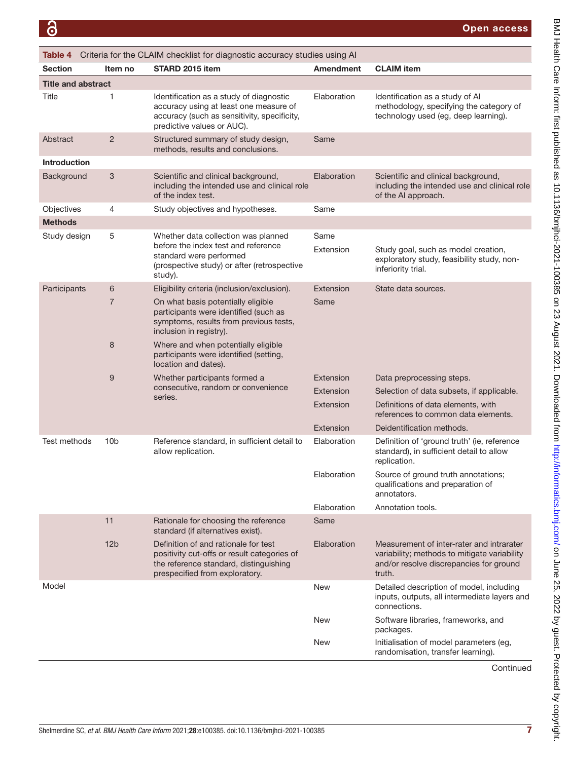**Table 4** Criteria for the CLAIM checklist for diagnostic accuracy studies using AI

| Section | Item no | STARD 2015 item | Amendment | CLAIM item |
|---|---|---|---|---|
| **Title and abstract** | | | | |
| Title | 1 | Identification as a study of diagnostic accuracy using at least one measure of accuracy (such as sensitivity, specificity, predictive values or AUC). | Elaboration | Identification as a study of AI methodology, specifying the category of technology used (eg, deep learning). |
| Abstract | 2 | Structured summary of study design, methods, results and conclusions. | Same | |
| **Introduction** | | | | |
| Background | 3 | Scientific and clinical background, including the intended use and clinical role of the index test. | Elaboration | Scientific and clinical background, including the intended use and clinical role of the AI approach. |
| Objectives | 4 | Study objectives and hypotheses. | Same | |
| **Methods** | | | | |
| Study design | 5 | Whether data collection was planned before the index test and reference standard were performed (prospective study) or after (retrospective study). | Same | |
| | | | Extension | Study goal, such as model creation, exploratory study, feasibility study, non-inferiority trial. |
| Participants | 6 | Eligibility criteria (inclusion/exclusion). | Extension | State data sources. |
| | 7 | On what basis potentially eligible participants were identified (such as symptoms, results from previous tests, inclusion in registry). | Same | |
| | 8 | Where and when potentially eligible participants were identified (setting, location and dates). | | |
| | 9 | Whether participants formed a consecutive, random or convenience series. | Extension | Data preprocessing steps. |
| | | | Extension | Selection of data subsets, if applicable. |
| | | | Extension | Definitions of data elements, with references to common data elements. |
| | | | Extension | Deidentification methods. |
| Test methods | 10b | Reference standard, in sufficient detail to allow replication. | Elaboration | Definition of 'ground truth' (ie, reference standard), in sufficient detail to allow replication. |
| | | | Elaboration | Source of ground truth annotations; qualifications and preparation of annotators. |
| | | | Elaboration | Annotation tools. |
| | 11 | Rationale for choosing the reference standard (if alternatives exist). | Same | |
| | 12b | Definition of and rationale for test positivity cut-offs or result categories of the reference standard, distinguishing prespecified from exploratory. | Elaboration | Measurement of inter-rater and intrarater variability; methods to mitigate variability and/or resolve discrepancies for ground truth. |
| Model | | | New | Detailed description of model, including inputs, outputs, all intermediate layers and connections. |
| | | | New | Software libraries, frameworks, and packages. |
| | | | New | Initialisation of model parameters (eg, randomisation, transfer learning). |

Continued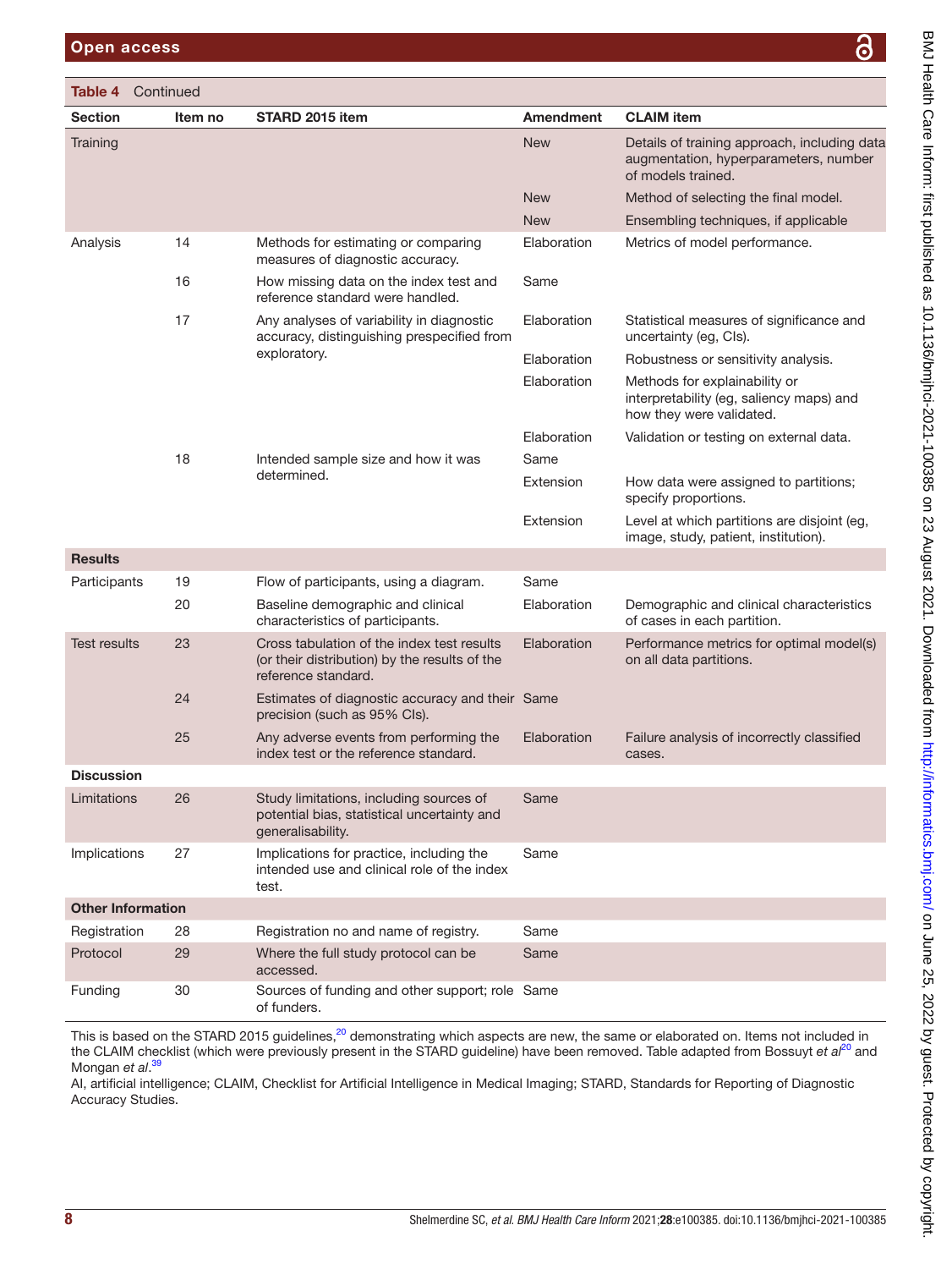**Table 4** Continued

| Section | Item no | STARD 2015 item | Amendment | CLAIM item |
|---|---|---|---|---|
| Training | | | New | Details of training approach, including data augmentation, hyperparameters, number of models trained. |
| | | | New | Method of selecting the final model. |
| | | | New | Ensembling techniques, if applicable |
| Analysis | 14 | Methods for estimating or comparing measures of diagnostic accuracy. | Elaboration | Metrics of model performance. |
| | 16 | How missing data on the index test and reference standard were handled. | Same | |
| | 17 | Any analyses of variability in diagnostic accuracy, distinguishing prespecified from exploratory. | Elaboration | Statistical measures of significance and uncertainty (eg, CIs). |
| | | | Elaboration | Robustness or sensitivity analysis. |
| | | | Elaboration | Methods for explainability or interpretability (eg, saliency maps) and how they were validated. |
| | | | Elaboration | Validation or testing on external data. |
| | 18 | Intended sample size and how it was determined. | Same | |
| | | | Extension | How data were assigned to partitions; specify proportions. |
| | | | Extension | Level at which partitions are disjoint (eg, image, study, patient, institution). |
| **Results** | | | | |
| Participants | 19 | Flow of participants, using a diagram. | Same | |
| | 20 | Baseline demographic and clinical characteristics of participants. | Elaboration | Demographic and clinical characteristics of cases in each partition. |
| Test results | 23 | Cross tabulation of the index test results (or their distribution) by the results of the reference standard. | Elaboration | Performance metrics for optimal model(s) on all data partitions. |
| | 24 | Estimates of diagnostic accuracy and their precision (such as 95% CIs). | Same | |
| | 25 | Any adverse events from performing the index test or the reference standard. | Elaboration | Failure analysis of incorrectly classified cases. |
| **Discussion** | | | | |
| Limitations | 26 | Study limitations, including sources of potential bias, statistical uncertainty and generalisability. | Same | |
| Implications | 27 | Implications for practice, including the intended use and clinical role of the index test. | Same | |
| **Other Information** | | | | |
| Registration | 28 | Registration no and name of registry. | Same | |
| Protocol | 29 | Where the full study protocol can be accessed. | Same | |
| Funding | 30 | Sources of funding and other support; role of funders. | Same | |

This is based on the STARD 2015 guidelines,[20] demonstrating which aspects are new, the same or elaborated on. Items not included in the CLAIM checklist (which were previously present in the STARD guideline) have been removed. Table adapted from Bossuyt *et al*[20] and Mongan *et al*.[39]

AI, artificial intelligence; CLAIM, Checklist for Artificial Intelligence in Medical Imaging; STARD, Standards for Reporting of Diagnostic Accuracy Studies.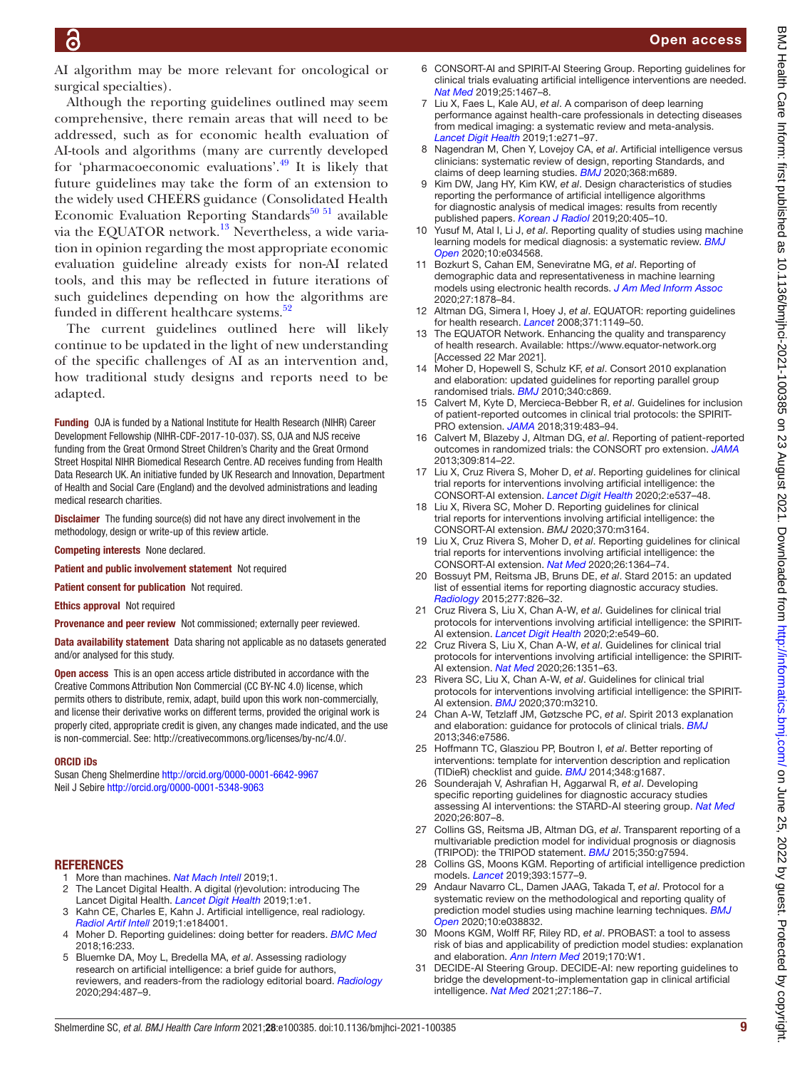AI algorithm may be more relevant for oncological or surgical specialties).

Although the reporting guidelines outlined may seem comprehensive, there remain areas that will need to be addressed, such as for economic health evaluation of AI-tools and algorithms (many are currently developed for 'pharmacoeconomic evaluations'.[49] It is likely that future guidelines may take the form of an extension to the widely used CHEERS guidance (Consolidated Health Economic Evaluation Reporting Standards[50 51] available via the EQUATOR network.[13] Nevertheless, a wide variation in opinion regarding the most appropriate economic evaluation guideline already exists for non-AI related tools, and this may be reflected in future iterations of such guidelines depending on how the algorithms are funded in different healthcare systems.[52]

The current guidelines outlined here will likely continue to be updated in the light of new understanding of the specific challenges of AI as an intervention and, how traditional study designs and reports need to be adapted.

**Funding** OJA is funded by a National Institute for Health Research (NIHR) Career Development Fellowship (NIHR-CDF-2017-10-037). SS, OJA and NJS receive funding from the Great Ormond Street Children's Charity and the Great Ormond Street Hospital NIHR Biomedical Research Centre. AD receives funding from Health Data Research UK. An initiative funded by UK Research and Innovation, Department of Health and Social Care (England) and the devolved administrations and leading medical research charities.

**Disclaimer** The funding source(s) did not have any direct involvement in the methodology, design or write-up of this review article.

**Competing interests** None declared.

**Patient and public involvement statement** Not required

**Patient consent for publication** Not required.

**Ethics approval** Not required

**Provenance and peer review** Not commissioned; externally peer reviewed.

**Data availability statement** Data sharing not applicable as no datasets generated and/or analysed for this study.

**Open access** This is an open access article distributed in accordance with the Creative Commons Attribution Non Commercial (CC BY-NC 4.0) license, which permits others to distribute, remix, adapt, build upon this work non-commercially, and license their derivative works on different terms, provided the original work is properly cited, appropriate credit is given, any changes made indicated, and the use is non-commercial. See: http://creativecommons.org/licenses/by-nc/4.0/.

**ORCID iDs**

Susan Cheng Shelmerdine http://orcid.org/0000-0001-6642-9967
Neil J Sebire http://orcid.org/0000-0001-5348-9063

## REFERENCES

1. More than machines. *Nat Mach Intell* 2019;1.
2. The Lancet Digital Health. A digital (r)evolution: introducing The Lancet Digital Health. *Lancet Digit Health* 2019;1:e1.
3. Kahn CE, Charles E, Kahn J. Artificial intelligence, real radiology. *Radiol Artif Intell* 2019;1:e184001.
4. Moher D. Reporting guidelines: doing better for readers. *BMC Med* 2018;16:233.
5. Bluemke DA, Moy L, Bredella MA, *et al*. Assessing radiology research on artificial intelligence: a brief guide for authors, reviewers, and readers-from the radiology editorial board. *Radiology* 2020;294:487–9.
6. CONSORT-AI and SPIRIT-AI Steering Group. Reporting guidelines for clinical trials evaluating artificial intelligence interventions are needed. *Nat Med* 2019;25:1467–8.
7. Liu X, Faes L, Kale AU, *et al*. A comparison of deep learning performance against health-care professionals in detecting diseases from medical imaging: a systematic review and meta-analysis. *Lancet Digit Health* 2019;1:e271–97.
8. Nagendran M, Chen Y, Lovejoy CA, *et al*. Artificial intelligence versus clinicians: systematic review of design, reporting Standards, and claims of deep learning studies. *BMJ* 2020;368:m689.
9. Kim DW, Jang HY, Kim KW, *et al*. Design characteristics of studies reporting the performance of artificial intelligence algorithms for diagnostic analysis of medical images: results from recently published papers. *Korean J Radiol* 2019;20:405–10.
10. Yusuf M, Atal I, Li J, *et al*. Reporting quality of studies using machine learning models for medical diagnosis: a systematic review. *BMJ Open* 2020;10:e034568.
11. Bozkurt S, Cahan EM, Seneviratne MG, *et al*. Reporting of demographic data and representativeness in machine learning models using electronic health records. *J Am Med Inform Assoc* 2020;27:1878–84.
12. Altman DG, Simera I, Hoey J, *et al*. EQUATOR: reporting guidelines for health research. *Lancet* 2008;371:1149–50.
13. The EQUATOR Network. Enhancing the quality and transparency of health research. Available: https://www.equator-network.org [Accessed 22 Mar 2021].
14. Moher D, Hopewell S, Schulz KF, *et al*. Consort 2010 explanation and elaboration: updated guidelines for reporting parallel group randomised trials. *BMJ* 2010;340:c869.
15. Calvert M, Kyte D, Mercieca-Bebber R, *et al*. Guidelines for inclusion of patient-reported outcomes in clinical trial protocols: the SPIRIT-PRO extension. *JAMA* 2018;319:483–94.
16. Calvert M, Blazeby J, Altman DG, *et al*. Reporting of patient-reported outcomes in randomized trials: the CONSORT pro extension. *JAMA* 2013;309:814–22.
17. Liu X, Cruz Rivera S, Moher D, *et al*. Reporting guidelines for clinical trial reports for interventions involving artificial intelligence: the CONSORT-AI extension. *Lancet Digit Health* 2020;2:e537–48.
18. Liu X, Rivera SC, Moher D. Reporting guidelines for clinical trial reports for interventions involving artificial intelligence: the CONSORT-AI extension. *BMJ* 2020;370:m3164.
19. Liu X, Cruz Rivera S, Moher D, *et al*. Reporting guidelines for clinical trial reports for interventions involving artificial intelligence: the CONSORT-AI extension. *Nat Med* 2020;26:1364–74.
20. Bossuyt PM, Reitsma JB, Bruns DE, *et al*. Stard 2015: an updated list of essential items for reporting diagnostic accuracy studies. *Radiology* 2015;277:826–32.
21. Cruz Rivera S, Liu X, Chan A-W, *et al*. Guidelines for clinical trial protocols for interventions involving artificial intelligence: the SPIRIT-AI extension. *Lancet Digit Health* 2020;2:e549–60.
22. Cruz Rivera S, Liu X, Chan A-W, *et al*. Guidelines for clinical trial protocols for interventions involving artificial intelligence: the SPIRIT-AI extension. *Nat Med* 2020;26:1351–63.
23. Rivera SC, Liu X, Chan A-W, *et al*. Guidelines for clinical trial protocols for interventions involving artificial intelligence: the SPIRIT-AI extension. *BMJ* 2020;370:m3210.
24. Chan A-W, Tetzlaff JM, Gøtzsche PC, *et al*. Spirit 2013 explanation and elaboration: guidance for protocols of clinical trials. *BMJ* 2013;346:e7586.
25. Hoffmann TC, Glasziou PP, Boutron I, *et al*. Better reporting of interventions: template for intervention description and replication (TIDieR) checklist and guide. *BMJ* 2014;348:g1687.
26. Sounderajah V, Ashrafian H, Aggarwal R, *et al*. Developing specific reporting guidelines for diagnostic accuracy studies assessing AI interventions: the STARD-AI steering group. *Nat Med* 2020;26:807–8.
27. Collins GS, Reitsma JB, Altman DG, *et al*. Transparent reporting of a multivariable prediction model for individual prognosis or diagnosis (TRIPOD): the TRIPOD statement. *BMJ* 2015;350:g7594.
28. Collins GS, Moons KGM. Reporting of artificial intelligence prediction models. *Lancet* 2019;393:1577–9.
29. Andaur Navarro CL, Damen JAAG, Takada T, *et al*. Protocol for a systematic review on the methodological and reporting quality of prediction model studies using machine learning techniques. *BMJ Open* 2020;10:e038832.
30. Moons KGM, Wolff RF, Riley RD, *et al*. PROBAST: a tool to assess risk of bias and applicability of prediction model studies: explanation and elaboration. *Ann Intern Med* 2019;170:W1.
31. DECIDE-AI Steering Group. DECIDE-AI: new reporting guidelines to bridge the development-to-implementation gap in clinical artificial intelligence. *Nat Med* 2021;27:186–7.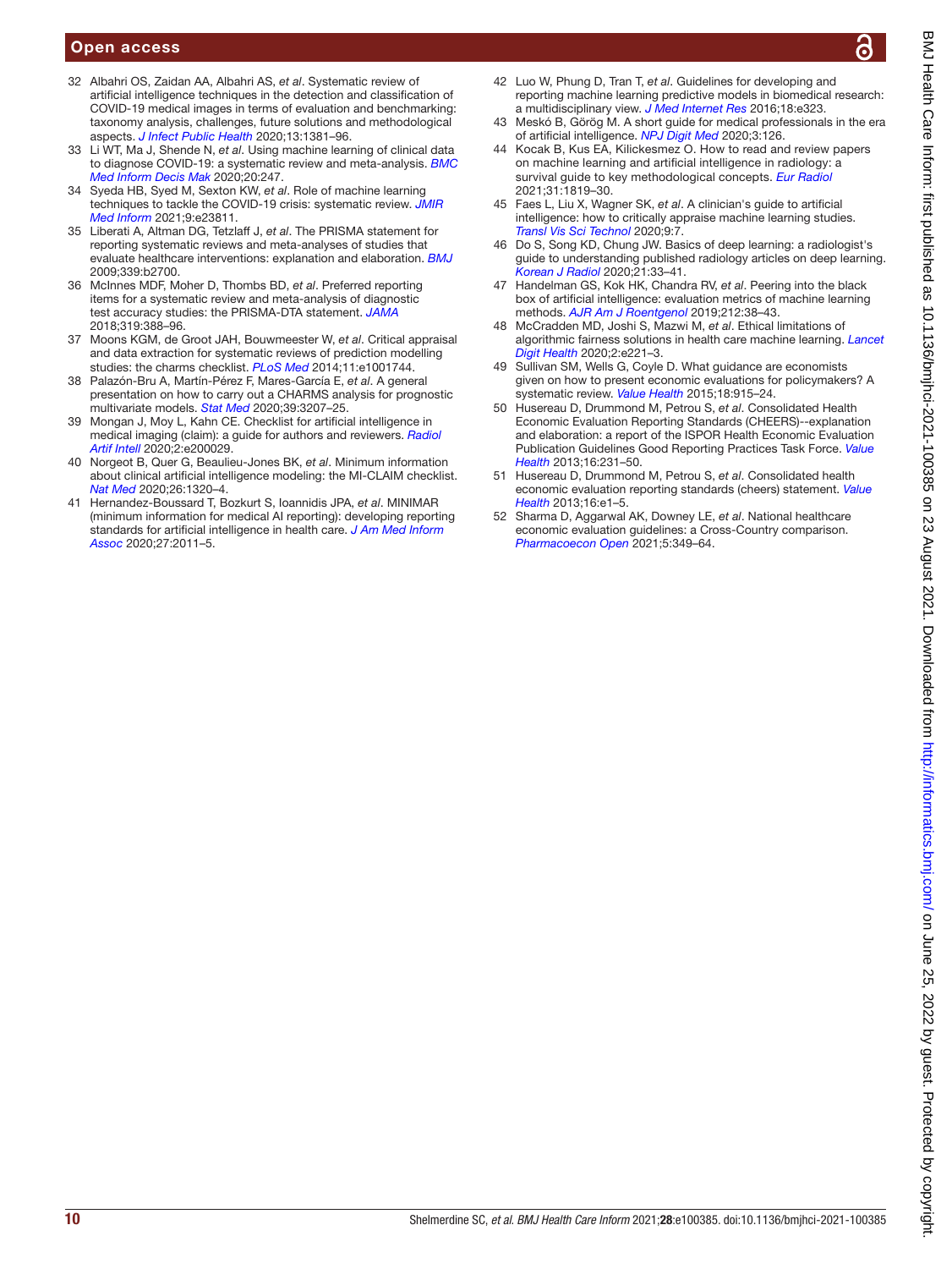32 Albahri OS, Zaidan AA, Albahri AS, *et al*. Systematic review of artificial intelligence techniques in the detection and classification of COVID-19 medical images in terms of evaluation and benchmarking: taxonomy analysis, challenges, future solutions and methodological aspects. *J Infect Public Health* 2020;13:1381–96.
33 Li WT, Ma J, Shende N, *et al*. Using machine learning of clinical data to diagnose COVID-19: a systematic review and meta-analysis. *BMC Med Inform Decis Mak* 2020;20:247.
34 Syeda HB, Syed M, Sexton KW, *et al*. Role of machine learning techniques to tackle the COVID-19 crisis: systematic review. *JMIR Med Inform* 2021;9:e23811.
35 Liberati A, Altman DG, Tetzlaff J, *et al*. The PRISMA statement for reporting systematic reviews and meta-analyses of studies that evaluate healthcare interventions: explanation and elaboration. *BMJ* 2009;339:b2700.
36 McInnes MDF, Moher D, Thombs BD, *et al*. Preferred reporting items for a systematic review and meta-analysis of diagnostic test accuracy studies: the PRISMA-DTA statement. *JAMA* 2018;319:388–96.
37 Moons KGM, de Groot JAH, Bouwmeester W, *et al*. Critical appraisal and data extraction for systematic reviews of prediction modelling studies: the charms checklist. *PLoS Med* 2014;11:e1001744.
38 Palazón-Bru A, Martín-Pérez F, Mares-García E, *et al*. A general presentation on how to carry out a CHARMS analysis for prognostic multivariate models. *Stat Med* 2020;39:3207–25.
39 Mongan J, Moy L, Kahn CE. Checklist for artificial intelligence in medical imaging (claim): a guide for authors and reviewers. *Radiol Artif Intell* 2020;2:e200029.
40 Norgeot B, Quer G, Beaulieu-Jones BK, *et al*. Minimum information about clinical artificial intelligence modeling: the MI-CLAIM checklist. *Nat Med* 2020;26:1320–4.
41 Hernandez-Boussard T, Bozkurt S, Ioannidis JPA, *et al*. MINIMAR (minimum information for medical AI reporting): developing reporting standards for artificial intelligence in health care. *J Am Med Inform Assoc* 2020;27:2011–5.
42 Luo W, Phung D, Tran T, *et al*. Guidelines for developing and reporting machine learning predictive models in biomedical research: a multidisciplinary view. *J Med Internet Res* 2016;18:e323.
43 Meskó B, Görög M. A short guide for medical professionals in the era of artificial intelligence. *NPJ Digit Med* 2020;3:126.
44 Kocak B, Kus EA, Kilickesmez O. How to read and review papers on machine learning and artificial intelligence in radiology: a survival guide to key methodological concepts. *Eur Radiol* 2021;31:1819–30.
45 Faes L, Liu X, Wagner SK, *et al*. A clinician's guide to artificial intelligence: how to critically appraise machine learning studies. *Transl Vis Sci Technol* 2020;9:7.
46 Do S, Song KD, Chung JW. Basics of deep learning: a radiologist's guide to understanding published radiology articles on deep learning. *Korean J Radiol* 2020;21:33–41.
47 Handelman GS, Kok HK, Chandra RV, *et al*. Peering into the black box of artificial intelligence: evaluation metrics of machine learning methods. *AJR Am J Roentgenol* 2019;212:38–43.
48 McCradden MD, Joshi S, Mazwi M, *et al*. Ethical limitations of algorithmic fairness solutions in health care machine learning. *Lancet Digit Health* 2020;2:e221–3.
49 Sullivan SM, Wells G, Coyle D. What guidance are economists given on how to present economic evaluations for policymakers? A systematic review. *Value Health* 2015;18:915–24.
50 Husereau D, Drummond M, Petrou S, *et al*. Consolidated Health Economic Evaluation Reporting Standards (CHEERS)--explanation and elaboration: a report of the ISPOR Health Economic Evaluation Publication Guidelines Good Reporting Practices Task Force. *Value Health* 2013;16:231–50.
51 Husereau D, Drummond M, Petrou S, *et al*. Consolidated health economic evaluation reporting standards (cheers) statement. *Value Health* 2013;16:e1–5.
52 Sharma D, Aggarwal AK, Downey LE, *et al*. National healthcare economic evaluation guidelines: a Cross-Country comparison. *Pharmacoecon Open* 2021;5:349–64.